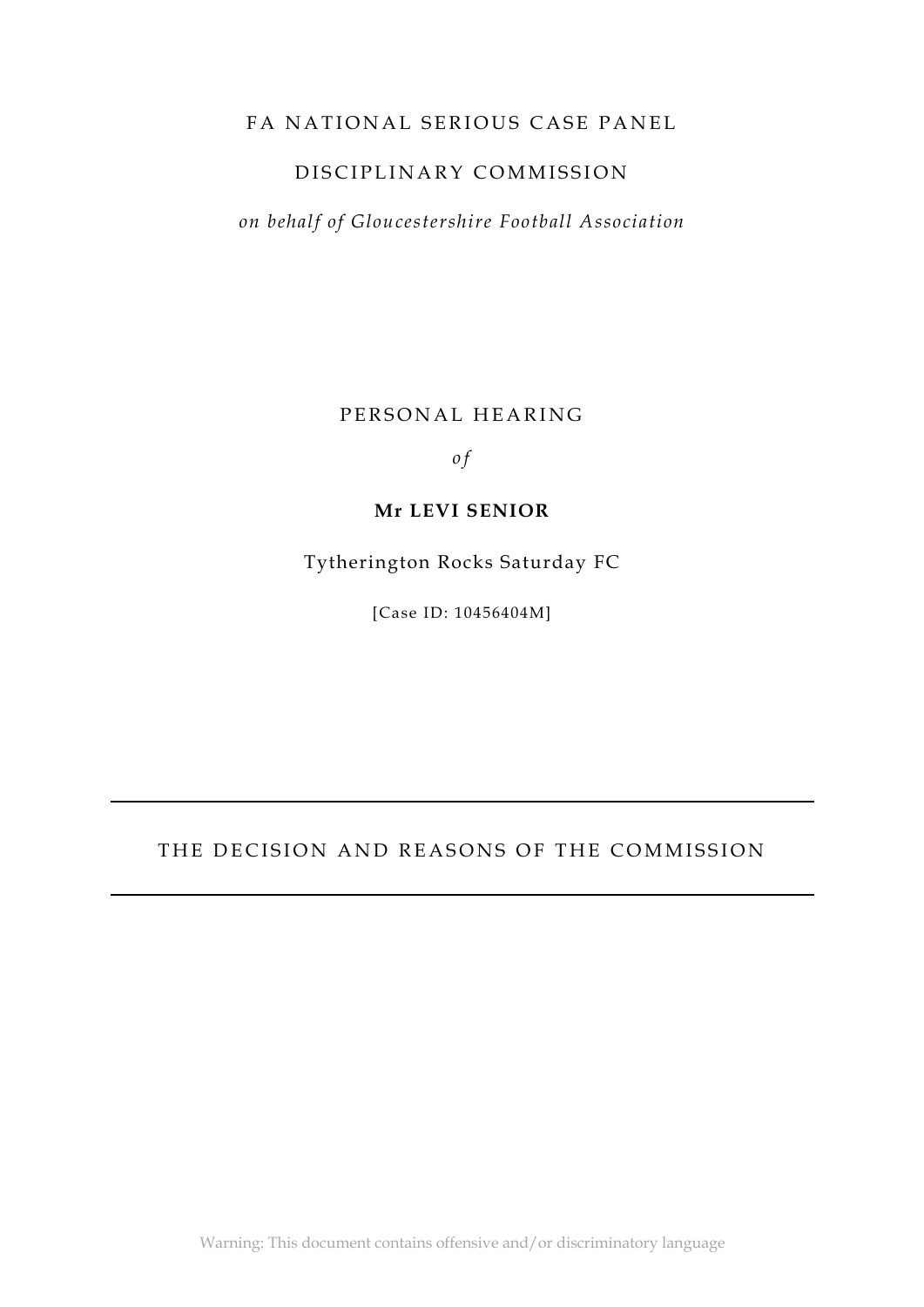FA NATIONAL SERIOUS CASE PANEL

DISCIPLINARY COMMISSION

*on behalf of Gloucestershire Football Association*

PERSONAL HEARING

*of*

**Mr LEVI SENIOR**

Tytherington Rocks Saturday FC

[Case ID: 10456404M]

---

THE DECISION AND REASONS OF THE COMMISSION

---

Warning: This document contains offensive and/or discriminatory language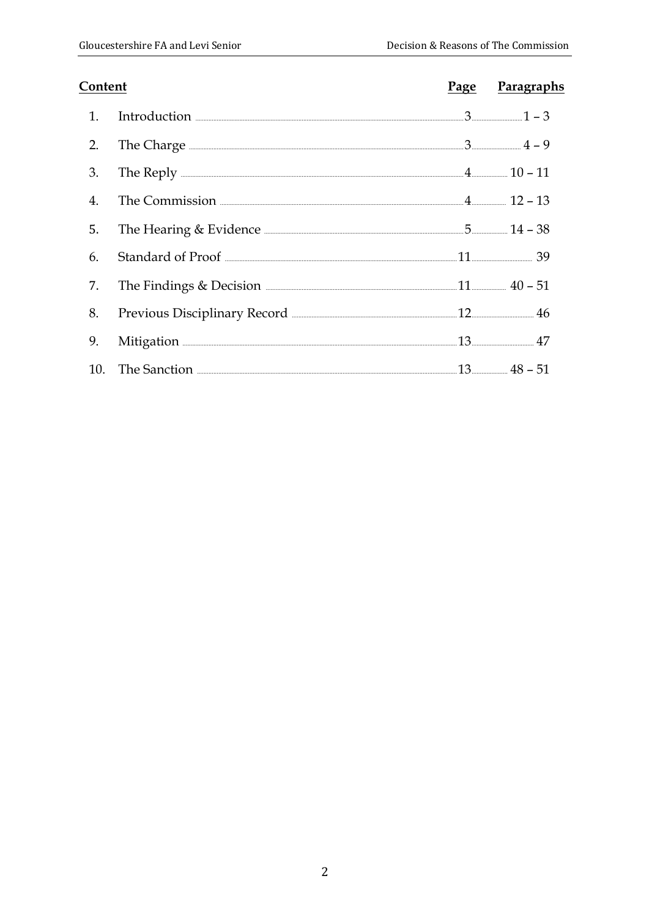| **Content** | | **Page** | **Paragraphs** |
|---|---|---|---|
| 1. | Introduction | 3 | 1 – 3 |
| 2. | The Charge | 3 | 4 – 9 |
| 3. | The Reply | 4 | 10 – 11 |
| 4. | The Commission | 4 | 12 – 13 |
| 5. | The Hearing & Evidence | 5 | 14 – 38 |
| 6. | Standard of Proof | 11 | 39 |
| 7. | The Findings & Decision | 11 | 40 – 51 |
| 8. | Previous Disciplinary Record | 12 | 46 |
| 9. | Mitigation | 13 | 47 |
| 10. | The Sanction | 13 | 48 – 51 |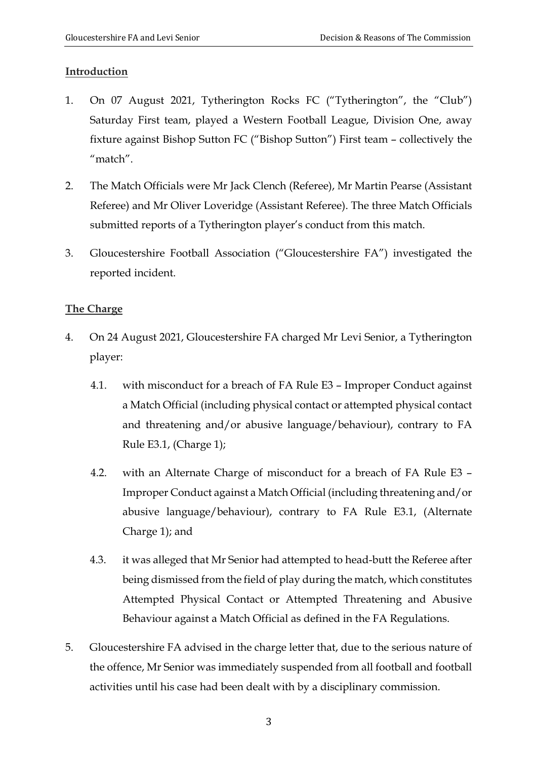## Introduction

1. On 07 August 2021, Tytherington Rocks FC ("Tytherington", the "Club") Saturday First team, played a Western Football League, Division One, away fixture against Bishop Sutton FC ("Bishop Sutton") First team – collectively the "match".

2. The Match Officials were Mr Jack Clench (Referee), Mr Martin Pearse (Assistant Referee) and Mr Oliver Loveridge (Assistant Referee). The three Match Officials submitted reports of a Tytherington player's conduct from this match.

3. Gloucestershire Football Association ("Gloucestershire FA") investigated the reported incident.

## The Charge

4. On 24 August 2021, Gloucestershire FA charged Mr Levi Senior, a Tytherington player:

   4.1. with misconduct for a breach of FA Rule E3 – Improper Conduct against a Match Official (including physical contact or attempted physical contact and threatening and/or abusive language/behaviour), contrary to FA Rule E3.1, (Charge 1);

   4.2. with an Alternate Charge of misconduct for a breach of FA Rule E3 – Improper Conduct against a Match Official (including threatening and/or abusive language/behaviour), contrary to FA Rule E3.1, (Alternate Charge 1); and

   4.3. it was alleged that Mr Senior had attempted to head-butt the Referee after being dismissed from the field of play during the match, which constitutes Attempted Physical Contact or Attempted Threatening and Abusive Behaviour against a Match Official as defined in the FA Regulations.

5. Gloucestershire FA advised in the charge letter that, due to the serious nature of the offence, Mr Senior was immediately suspended from all football and football activities until his case had been dealt with by a disciplinary commission.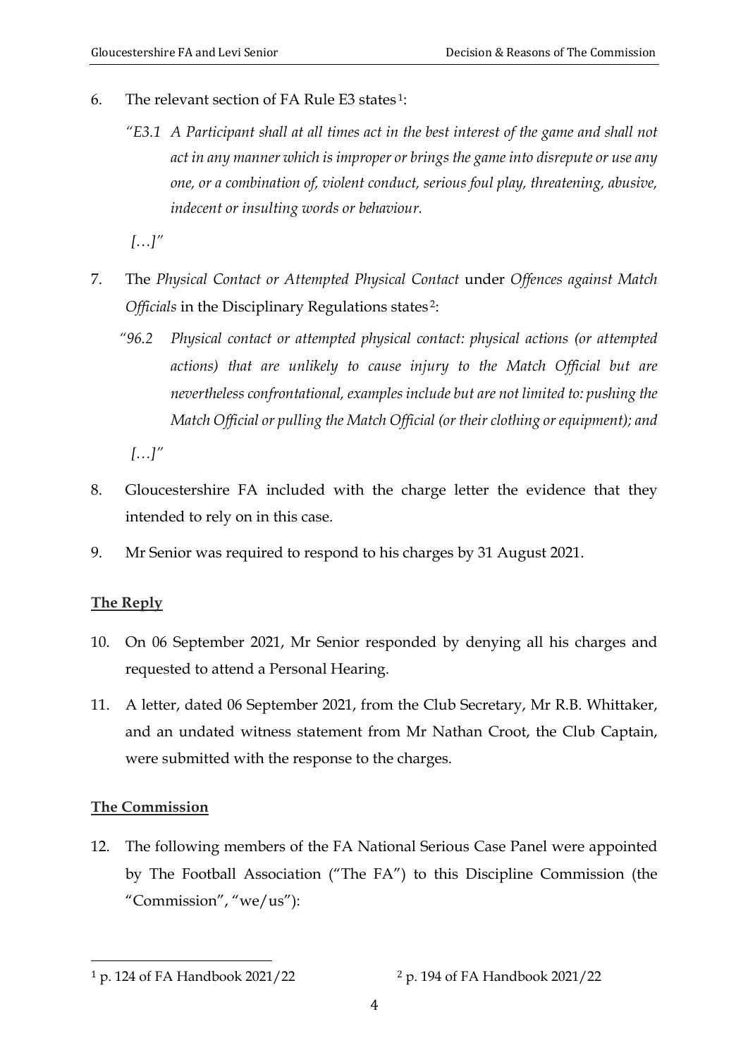6. The relevant section of FA Rule E3 states[1]:

   *"E3.1 A Participant shall at all times act in the best interest of the game and shall not act in any manner which is improper or brings the game into disrepute or use any one, or a combination of, violent conduct, serious foul play, threatening, abusive, indecent or insulting words or behaviour.*

   *[…]"*

7. The *Physical Contact or Attempted Physical Contact* under *Offences against Match Officials* in the Disciplinary Regulations states[2]:

   *"96.2 Physical contact or attempted physical contact: physical actions (or attempted actions) that are unlikely to cause injury to the Match Official but are nevertheless confrontational, examples include but are not limited to: pushing the Match Official or pulling the Match Official (or their clothing or equipment); and*

   *[…]"*

8. Gloucestershire FA included with the charge letter the evidence that they intended to rely on in this case.

9. Mr Senior was required to respond to his charges by 31 August 2021.

**The Reply**

10. On 06 September 2021, Mr Senior responded by denying all his charges and requested to attend a Personal Hearing.

11. A letter, dated 06 September 2021, from the Club Secretary, Mr R.B. Whittaker, and an undated witness statement from Mr Nathan Croot, the Club Captain, were submitted with the response to the charges.

**The Commission**

12. The following members of the FA National Serious Case Panel were appointed by The Football Association ("The FA") to this Discipline Commission (the "Commission", "we/us"):

---

[1] p. 124 of FA Handbook 2021/22

[2] p. 194 of FA Handbook 2021/22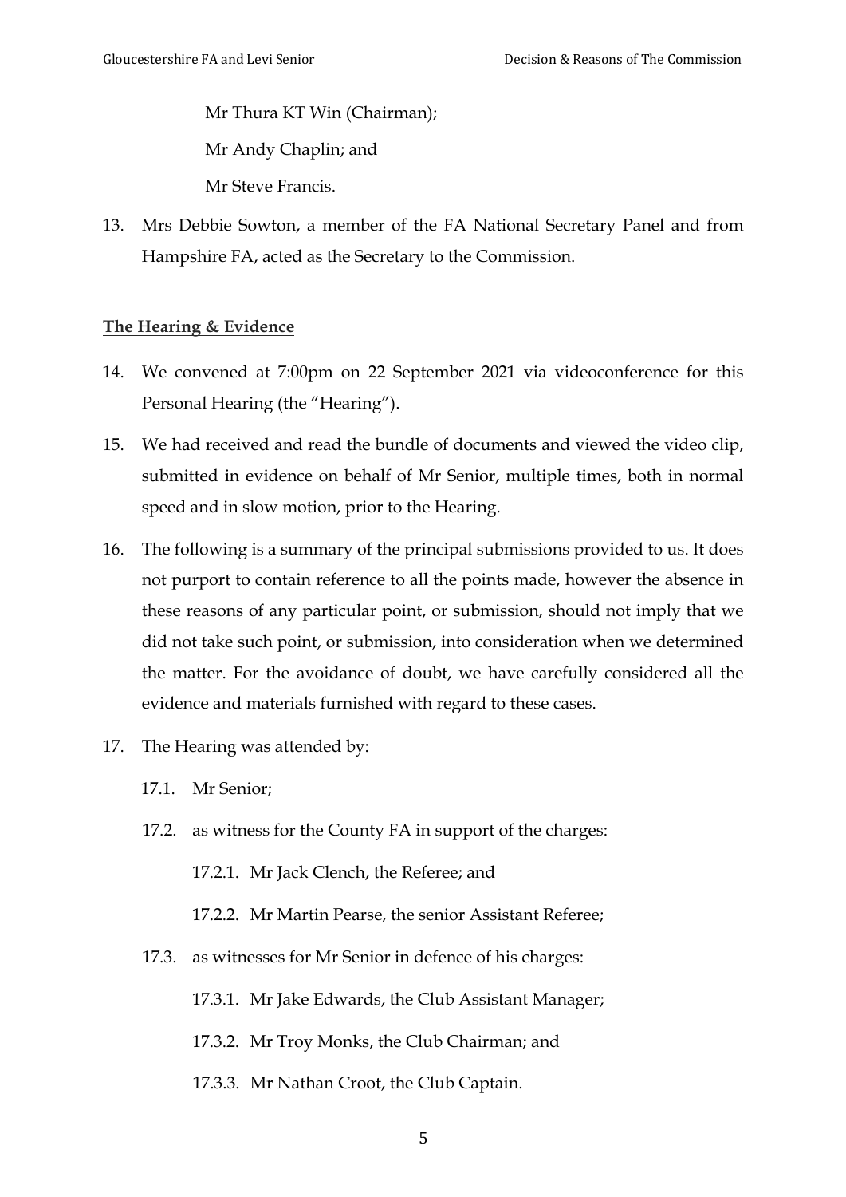Mr Thura KT Win (Chairman);

Mr Andy Chaplin; and

Mr Steve Francis.

13. Mrs Debbie Sowton, a member of the FA National Secretary Panel and from Hampshire FA, acted as the Secretary to the Commission.

**The Hearing & Evidence**

14. We convened at 7:00pm on 22 September 2021 via videoconference for this Personal Hearing (the "Hearing").

15. We had received and read the bundle of documents and viewed the video clip, submitted in evidence on behalf of Mr Senior, multiple times, both in normal speed and in slow motion, prior to the Hearing.

16. The following is a summary of the principal submissions provided to us. It does not purport to contain reference to all the points made, however the absence in these reasons of any particular point, or submission, should not imply that we did not take such point, or submission, into consideration when we determined the matter. For the avoidance of doubt, we have carefully considered all the evidence and materials furnished with regard to these cases.

17. The Hearing was attended by:

    17.1. Mr Senior;

    17.2. as witness for the County FA in support of the charges:

        17.2.1. Mr Jack Clench, the Referee; and

        17.2.2. Mr Martin Pearse, the senior Assistant Referee;

    17.3. as witnesses for Mr Senior in defence of his charges:

        17.3.1. Mr Jake Edwards, the Club Assistant Manager;

        17.3.2. Mr Troy Monks, the Club Chairman; and

        17.3.3. Mr Nathan Croot, the Club Captain.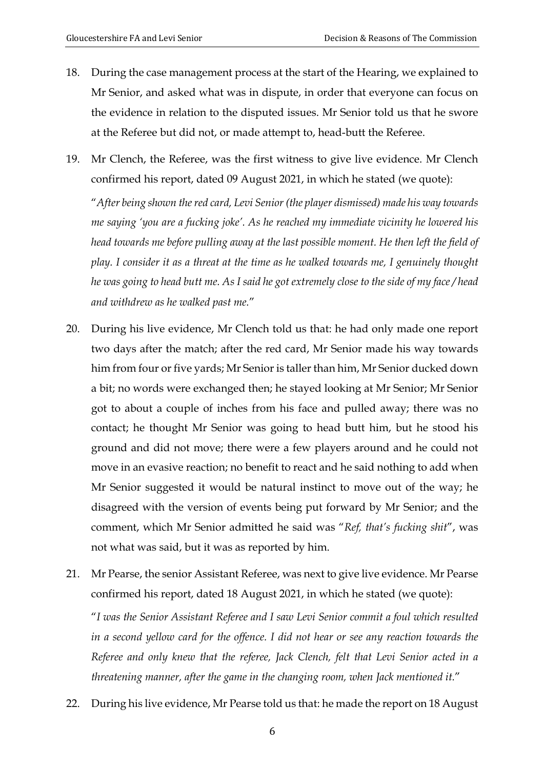18. During the case management process at the start of the Hearing, we explained to Mr Senior, and asked what was in dispute, in order that everyone can focus on the evidence in relation to the disputed issues. Mr Senior told us that he swore at the Referee but did not, or made attempt to, head-butt the Referee.

19. Mr Clench, the Referee, was the first witness to give live evidence. Mr Clench confirmed his report, dated 09 August 2021, in which he stated (we quote):

    "*After being shown the red card, Levi Senior (the player dismissed) made his way towards me saying 'you are a fucking joke'. As he reached my immediate vicinity he lowered his head towards me before pulling away at the last possible moment. He then left the field of play. I consider it as a threat at the time as he walked towards me, I genuinely thought he was going to head butt me. As I said he got extremely close to the side of my face / head and withdrew as he walked past me.*"

20. During his live evidence, Mr Clench told us that: he had only made one report two days after the match; after the red card, Mr Senior made his way towards him from four or five yards; Mr Senior is taller than him, Mr Senior ducked down a bit; no words were exchanged then; he stayed looking at Mr Senior; Mr Senior got to about a couple of inches from his face and pulled away; there was no contact; he thought Mr Senior was going to head butt him, but he stood his ground and did not move; there were a few players around and he could not move in an evasive reaction; no benefit to react and he said nothing to add when Mr Senior suggested it would be natural instinct to move out of the way; he disagreed with the version of events being put forward by Mr Senior; and the comment, which Mr Senior admitted he said was "*Ref, that's fucking shit*", was not what was said, but it was as reported by him.

21. Mr Pearse, the senior Assistant Referee, was next to give live evidence. Mr Pearse confirmed his report, dated 18 August 2021, in which he stated (we quote):

    "*I was the Senior Assistant Referee and I saw Levi Senior commit a foul which resulted in a second yellow card for the offence. I did not hear or see any reaction towards the Referee and only knew that the referee, Jack Clench, felt that Levi Senior acted in a threatening manner, after the game in the changing room, when Jack mentioned it.*"

22. During his live evidence, Mr Pearse told us that: he made the report on 18 August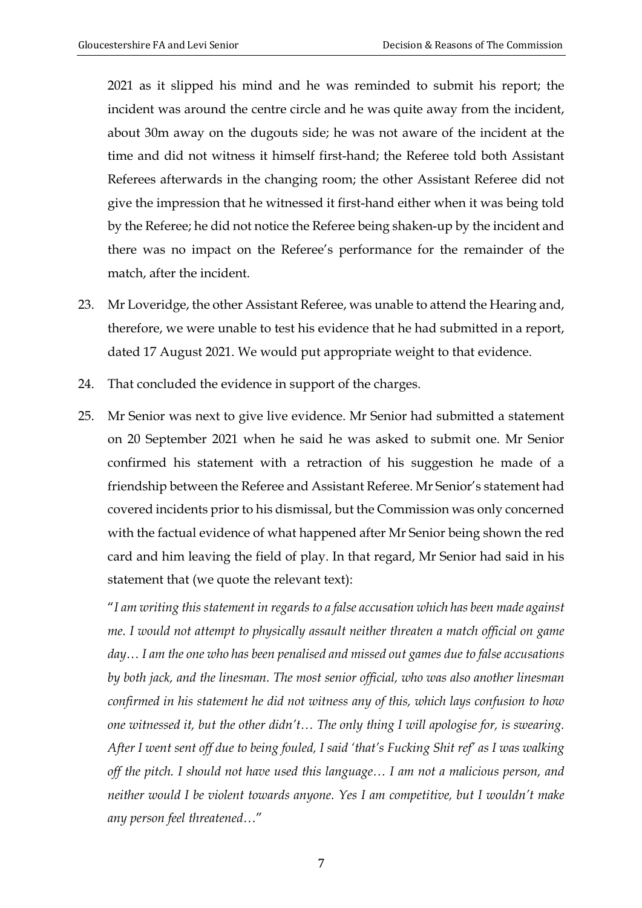2021 as it slipped his mind and he was reminded to submit his report; the incident was around the centre circle and he was quite away from the incident, about 30m away on the dugouts side; he was not aware of the incident at the time and did not witness it himself first-hand; the Referee told both Assistant Referees afterwards in the changing room; the other Assistant Referee did not give the impression that he witnessed it first-hand either when it was being told by the Referee; he did not notice the Referee being shaken-up by the incident and there was no impact on the Referee's performance for the remainder of the match, after the incident.

23. Mr Loveridge, the other Assistant Referee, was unable to attend the Hearing and, therefore, we were unable to test his evidence that he had submitted in a report, dated 17 August 2021. We would put appropriate weight to that evidence.

24. That concluded the evidence in support of the charges.

25. Mr Senior was next to give live evidence. Mr Senior had submitted a statement on 20 September 2021 when he said he was asked to submit one. Mr Senior confirmed his statement with a retraction of his suggestion he made of a friendship between the Referee and Assistant Referee. Mr Senior's statement had covered incidents prior to his dismissal, but the Commission was only concerned with the factual evidence of what happened after Mr Senior being shown the red card and him leaving the field of play. In that regard, Mr Senior had said in his statement that (we quote the relevant text):

"*I am writing this statement in regards to a false accusation which has been made against me. I would not attempt to physically assault neither threaten a match official on game day… I am the one who has been penalised and missed out games due to false accusations by both jack, and the linesman. The most senior official, who was also another linesman confirmed in his statement he did not witness any of this, which lays confusion to how one witnessed it, but the other didn't… The only thing I will apologise for, is swearing. After I went sent off due to being fouled, I said 'that's Fucking Shit ref' as I was walking off the pitch. I should not have used this language… I am not a malicious person, and neither would I be violent towards anyone. Yes I am competitive, but I wouldn't make any person feel threatened…*"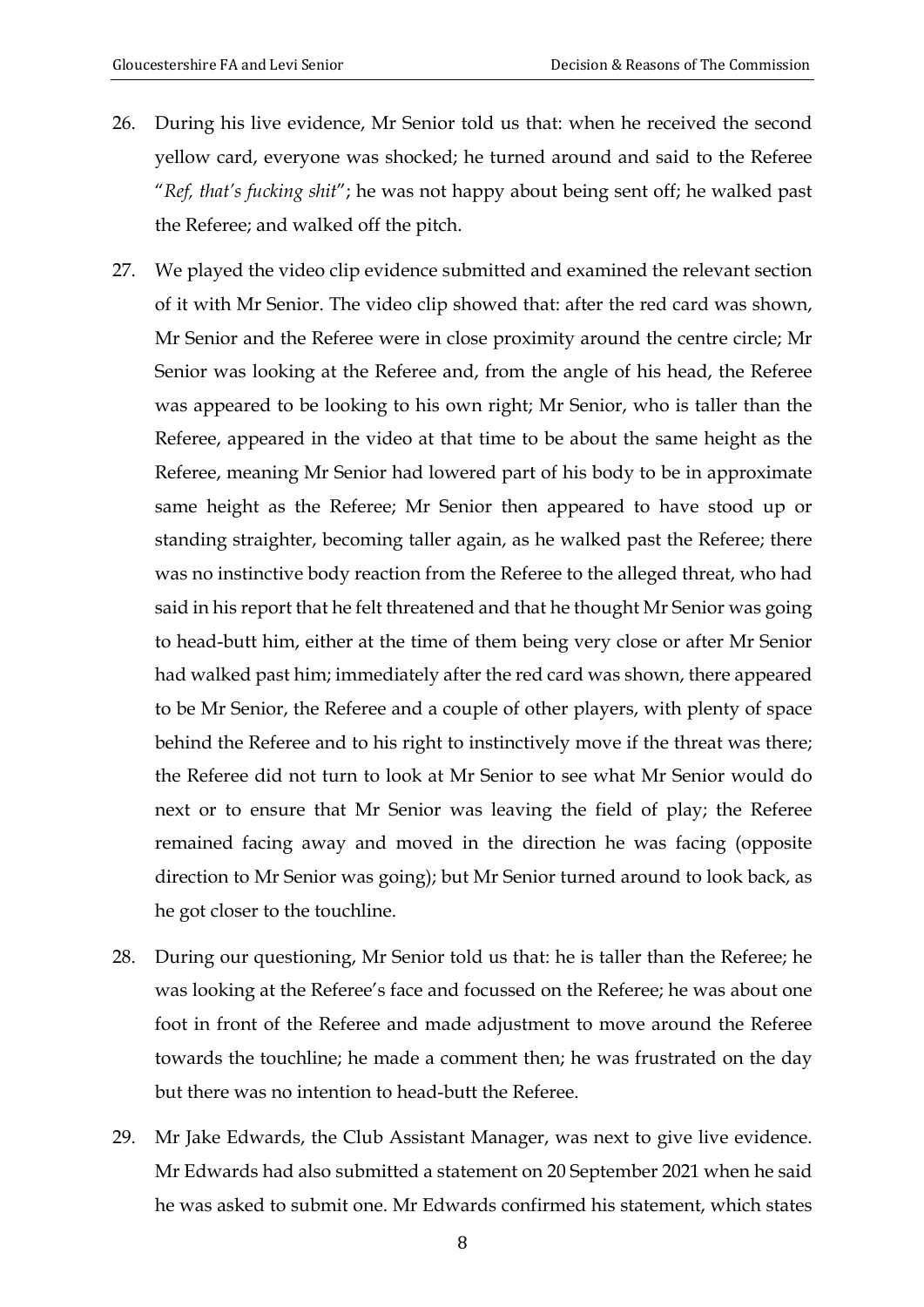26. During his live evidence, Mr Senior told us that: when he received the second yellow card, everyone was shocked; he turned around and said to the Referee "*Ref, that's fucking shit*"; he was not happy about being sent off; he walked past the Referee; and walked off the pitch.

27. We played the video clip evidence submitted and examined the relevant section of it with Mr Senior. The video clip showed that: after the red card was shown, Mr Senior and the Referee were in close proximity around the centre circle; Mr Senior was looking at the Referee and, from the angle of his head, the Referee was appeared to be looking to his own right; Mr Senior, who is taller than the Referee, appeared in the video at that time to be about the same height as the Referee, meaning Mr Senior had lowered part of his body to be in approximate same height as the Referee; Mr Senior then appeared to have stood up or standing straighter, becoming taller again, as he walked past the Referee; there was no instinctive body reaction from the Referee to the alleged threat, who had said in his report that he felt threatened and that he thought Mr Senior was going to head-butt him, either at the time of them being very close or after Mr Senior had walked past him; immediately after the red card was shown, there appeared to be Mr Senior, the Referee and a couple of other players, with plenty of space behind the Referee and to his right to instinctively move if the threat was there; the Referee did not turn to look at Mr Senior to see what Mr Senior would do next or to ensure that Mr Senior was leaving the field of play; the Referee remained facing away and moved in the direction he was facing (opposite direction to Mr Senior was going); but Mr Senior turned around to look back, as he got closer to the touchline.

28. During our questioning, Mr Senior told us that: he is taller than the Referee; he was looking at the Referee's face and focussed on the Referee; he was about one foot in front of the Referee and made adjustment to move around the Referee towards the touchline; he made a comment then; he was frustrated on the day but there was no intention to head-butt the Referee.

29. Mr Jake Edwards, the Club Assistant Manager, was next to give live evidence. Mr Edwards had also submitted a statement on 20 September 2021 when he said he was asked to submit one. Mr Edwards confirmed his statement, which states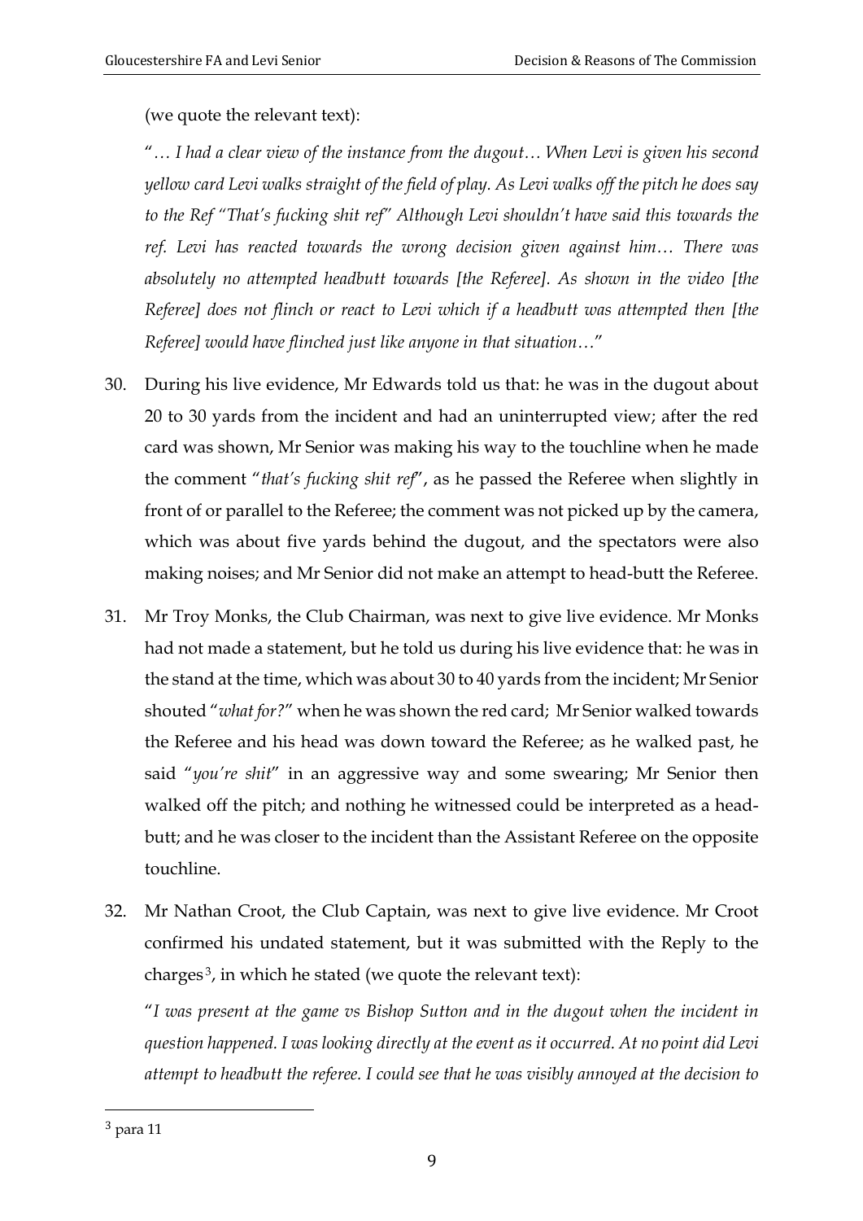(we quote the relevant text):

"*… I had a clear view of the instance from the dugout… When Levi is given his second yellow card Levi walks straight of the field of play. As Levi walks off the pitch he does say to the Ref "That's fucking shit ref" Although Levi shouldn't have said this towards the ref. Levi has reacted towards the wrong decision given against him… There was absolutely no attempted headbutt towards [the Referee]. As shown in the video [the Referee] does not flinch or react to Levi which if a headbutt was attempted then [the Referee] would have flinched just like anyone in that situation…*"

30. During his live evidence, Mr Edwards told us that: he was in the dugout about 20 to 30 yards from the incident and had an uninterrupted view; after the red card was shown, Mr Senior was making his way to the touchline when he made the comment "*that's fucking shit ref*", as he passed the Referee when slightly in front of or parallel to the Referee; the comment was not picked up by the camera, which was about five yards behind the dugout, and the spectators were also making noises; and Mr Senior did not make an attempt to head-butt the Referee.

31. Mr Troy Monks, the Club Chairman, was next to give live evidence. Mr Monks had not made a statement, but he told us during his live evidence that: he was in the stand at the time, which was about 30 to 40 yards from the incident; Mr Senior shouted "*what for?*" when he was shown the red card; Mr Senior walked towards the Referee and his head was down toward the Referee; as he walked past, he said "*you're shit*" in an aggressive way and some swearing; Mr Senior then walked off the pitch; and nothing he witnessed could be interpreted as a head-butt; and he was closer to the incident than the Assistant Referee on the opposite touchline.

32. Mr Nathan Croot, the Club Captain, was next to give live evidence. Mr Croot confirmed his undated statement, but it was submitted with the Reply to the charges[3], in which he stated (we quote the relevant text):

"*I was present at the game vs Bishop Sutton and in the dugout when the incident in question happened. I was looking directly at the event as it occurred. At no point did Levi attempt to headbutt the referee. I could see that he was visibly annoyed at the decision to*

---

[3] para 11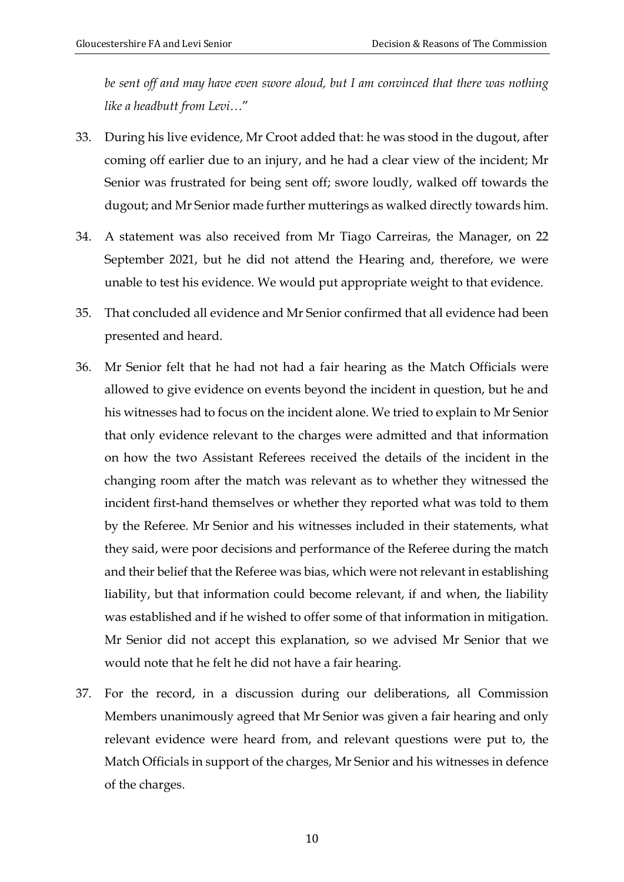*be sent off and may have even swore aloud, but I am convinced that there was nothing like a headbutt from Levi…*"

33. During his live evidence, Mr Croot added that: he was stood in the dugout, after coming off earlier due to an injury, and he had a clear view of the incident; Mr Senior was frustrated for being sent off; swore loudly, walked off towards the dugout; and Mr Senior made further mutterings as walked directly towards him.

34. A statement was also received from Mr Tiago Carreiras, the Manager, on 22 September 2021, but he did not attend the Hearing and, therefore, we were unable to test his evidence. We would put appropriate weight to that evidence.

35. That concluded all evidence and Mr Senior confirmed that all evidence had been presented and heard.

36. Mr Senior felt that he had not had a fair hearing as the Match Officials were allowed to give evidence on events beyond the incident in question, but he and his witnesses had to focus on the incident alone. We tried to explain to Mr Senior that only evidence relevant to the charges were admitted and that information on how the two Assistant Referees received the details of the incident in the changing room after the match was relevant as to whether they witnessed the incident first-hand themselves or whether they reported what was told to them by the Referee. Mr Senior and his witnesses included in their statements, what they said, were poor decisions and performance of the Referee during the match and their belief that the Referee was bias, which were not relevant in establishing liability, but that information could become relevant, if and when, the liability was established and if he wished to offer some of that information in mitigation. Mr Senior did not accept this explanation, so we advised Mr Senior that we would note that he felt he did not have a fair hearing.

37. For the record, in a discussion during our deliberations, all Commission Members unanimously agreed that Mr Senior was given a fair hearing and only relevant evidence were heard from, and relevant questions were put to, the Match Officials in support of the charges, Mr Senior and his witnesses in defence of the charges.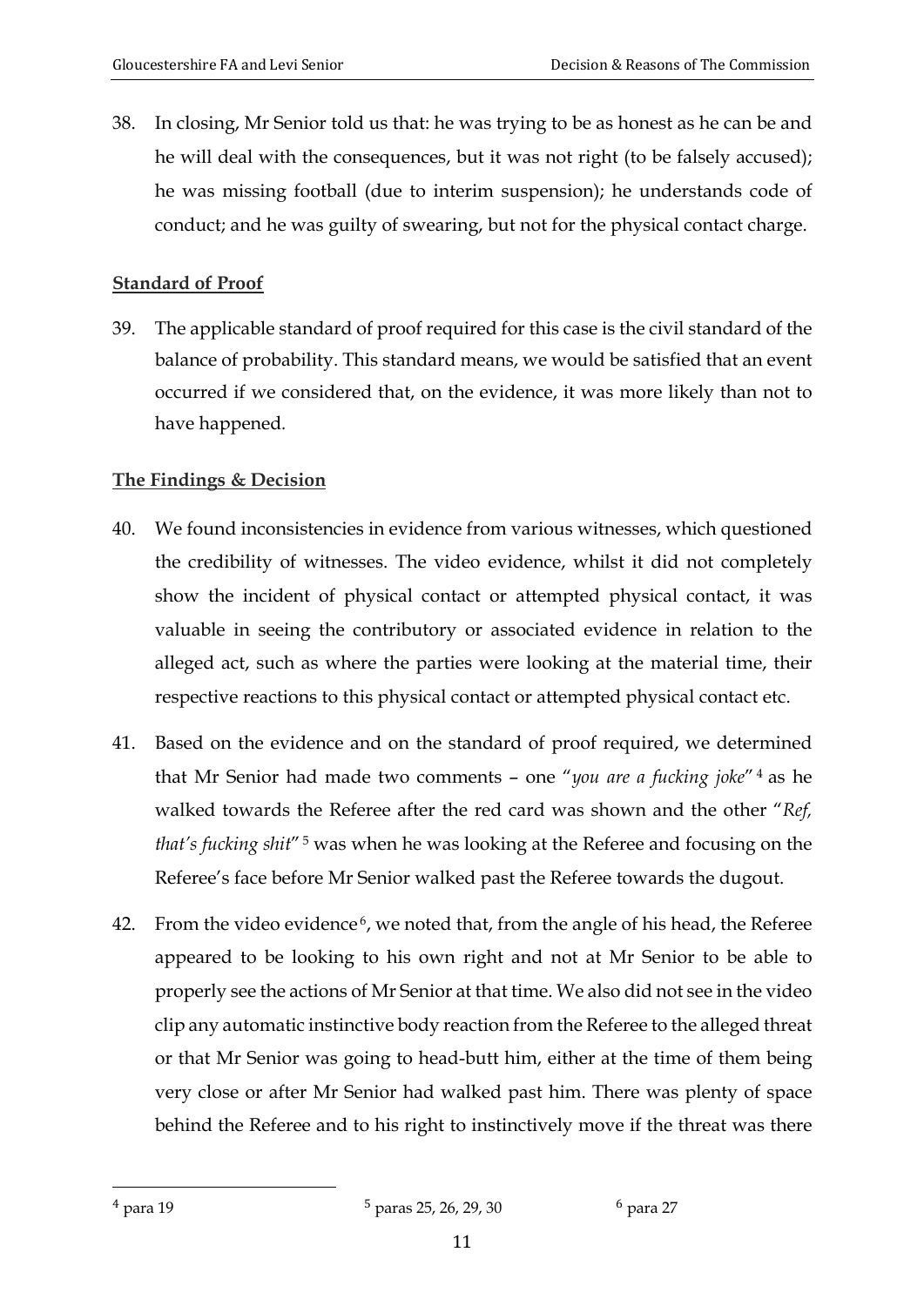38. In closing, Mr Senior told us that: he was trying to be as honest as he can be and he will deal with the consequences, but it was not right (to be falsely accused); he was missing football (due to interim suspension); he understands code of conduct; and he was guilty of swearing, but not for the physical contact charge.

**Standard of Proof**

39. The applicable standard of proof required for this case is the civil standard of the balance of probability. This standard means, we would be satisfied that an event occurred if we considered that, on the evidence, it was more likely than not to have happened.

**The Findings & Decision**

40. We found inconsistencies in evidence from various witnesses, which questioned the credibility of witnesses. The video evidence, whilst it did not completely show the incident of physical contact or attempted physical contact, it was valuable in seeing the contributory or associated evidence in relation to the alleged act, such as where the parties were looking at the material time, their respective reactions to this physical contact or attempted physical contact etc.

41. Based on the evidence and on the standard of proof required, we determined that Mr Senior had made two comments – one "*you are a fucking joke*" [4] as he walked towards the Referee after the red card was shown and the other "*Ref, that's fucking shit*" [5] was when he was looking at the Referee and focusing on the Referee's face before Mr Senior walked past the Referee towards the dugout.

42. From the video evidence [6], we noted that, from the angle of his head, the Referee appeared to be looking to his own right and not at Mr Senior to be able to properly see the actions of Mr Senior at that time. We also did not see in the video clip any automatic instinctive body reaction from the Referee to the alleged threat or that Mr Senior was going to head-butt him, either at the time of them being very close or after Mr Senior had walked past him. There was plenty of space behind the Referee and to his right to instinctively move if the threat was there

---

[4] para 19

[5] paras 25, 26, 29, 30

[6] para 27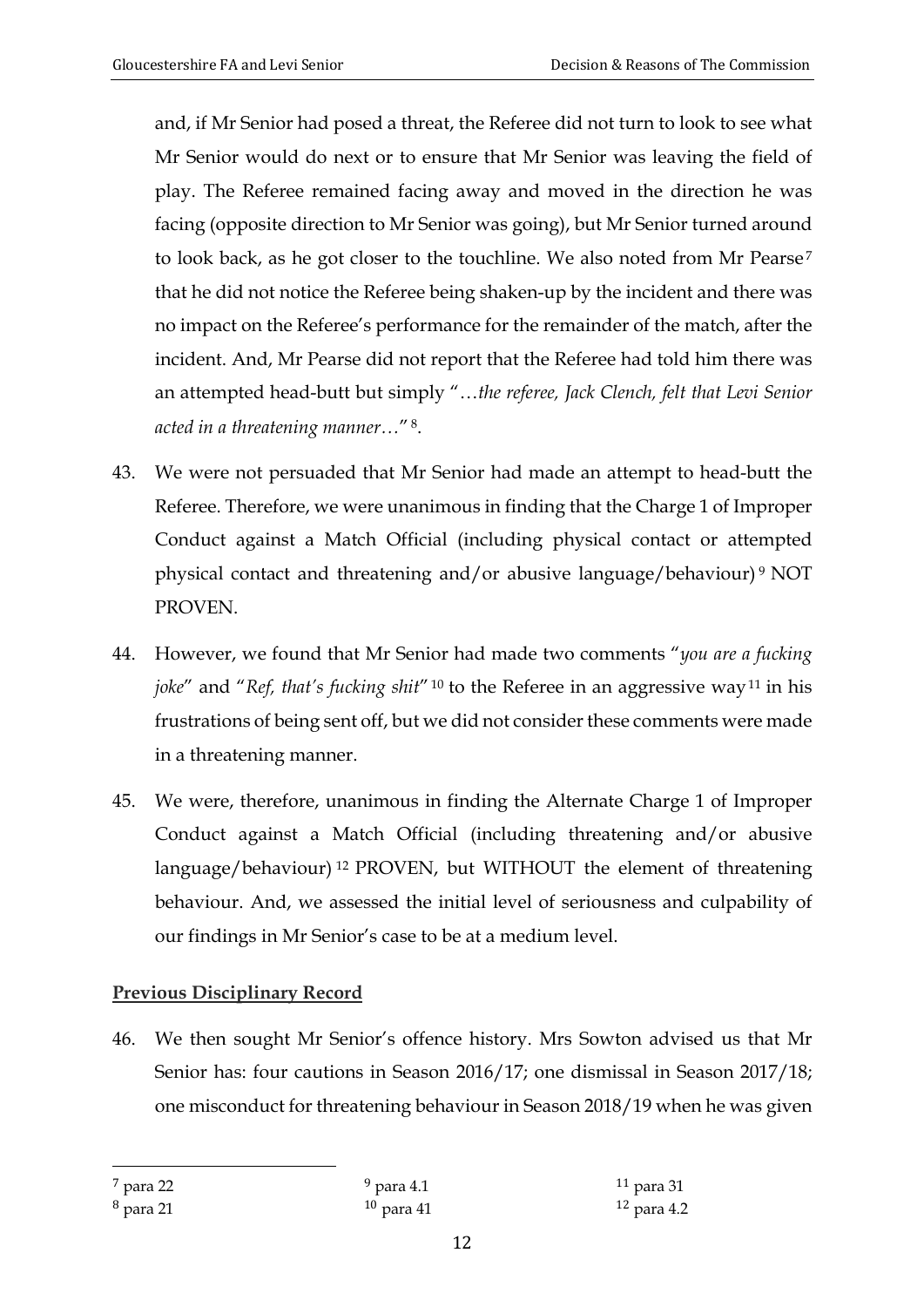and, if Mr Senior had posed a threat, the Referee did not turn to look to see what Mr Senior would do next or to ensure that Mr Senior was leaving the field of play. The Referee remained facing away and moved in the direction he was facing (opposite direction to Mr Senior was going), but Mr Senior turned around to look back, as he got closer to the touchline. We also noted from Mr Pearse[7] that he did not notice the Referee being shaken-up by the incident and there was no impact on the Referee's performance for the remainder of the match, after the incident. And, Mr Pearse did not report that the Referee had told him there was an attempted head-butt but simply "…*the referee, Jack Clench, felt that Levi Senior acted in a threatening manner…*"[8].

43. We were not persuaded that Mr Senior had made an attempt to head-butt the Referee. Therefore, we were unanimous in finding that the Charge 1 of Improper Conduct against a Match Official (including physical contact or attempted physical contact and threatening and/or abusive language/behaviour)[9] NOT PROVEN.

44. However, we found that Mr Senior had made two comments "*you are a fucking joke*" and "*Ref, that's fucking shit*"[10] to the Referee in an aggressive way[11] in his frustrations of being sent off, but we did not consider these comments were made in a threatening manner.

45. We were, therefore, unanimous in finding the Alternate Charge 1 of Improper Conduct against a Match Official (including threatening and/or abusive language/behaviour)[12] PROVEN, but WITHOUT the element of threatening behaviour. And, we assessed the initial level of seriousness and culpability of our findings in Mr Senior's case to be at a medium level.

**Previous Disciplinary Record**

46. We then sought Mr Senior's offence history. Mrs Sowton advised us that Mr Senior has: four cautions in Season 2016/17; one dismissal in Season 2017/18; one misconduct for threatening behaviour in Season 2018/19 when he was given

---

[7] para 22
[8] para 21
[9] para 4.1
[10] para 41
[11] para 31
[12] para 4.2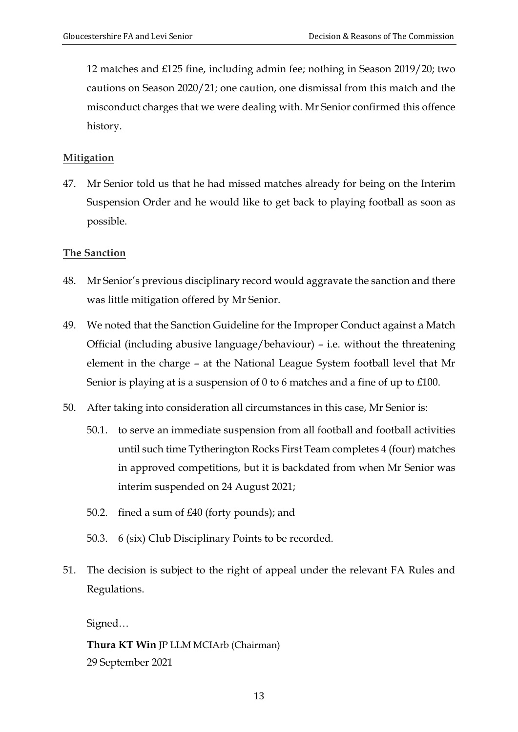12 matches and £125 fine, including admin fee; nothing in Season 2019/20; two cautions on Season 2020/21; one caution, one dismissal from this match and the misconduct charges that we were dealing with. Mr Senior confirmed this offence history.

**Mitigation**

47. Mr Senior told us that he had missed matches already for being on the Interim Suspension Order and he would like to get back to playing football as soon as possible.

**The Sanction**

48. Mr Senior's previous disciplinary record would aggravate the sanction and there was little mitigation offered by Mr Senior.

49. We noted that the Sanction Guideline for the Improper Conduct against a Match Official (including abusive language/behaviour) – i.e. without the threatening element in the charge – at the National League System football level that Mr Senior is playing at is a suspension of 0 to 6 matches and a fine of up to £100.

50. After taking into consideration all circumstances in this case, Mr Senior is:

    50.1. to serve an immediate suspension from all football and football activities until such time Tytherington Rocks First Team completes 4 (four) matches in approved competitions, but it is backdated from when Mr Senior was interim suspended on 24 August 2021;

    50.2. fined a sum of £40 (forty pounds); and

    50.3. 6 (six) Club Disciplinary Points to be recorded.

51. The decision is subject to the right of appeal under the relevant FA Rules and Regulations.

Signed…

**Thura KT Win** JP LLM MCIArb (Chairman)
29 September 2021